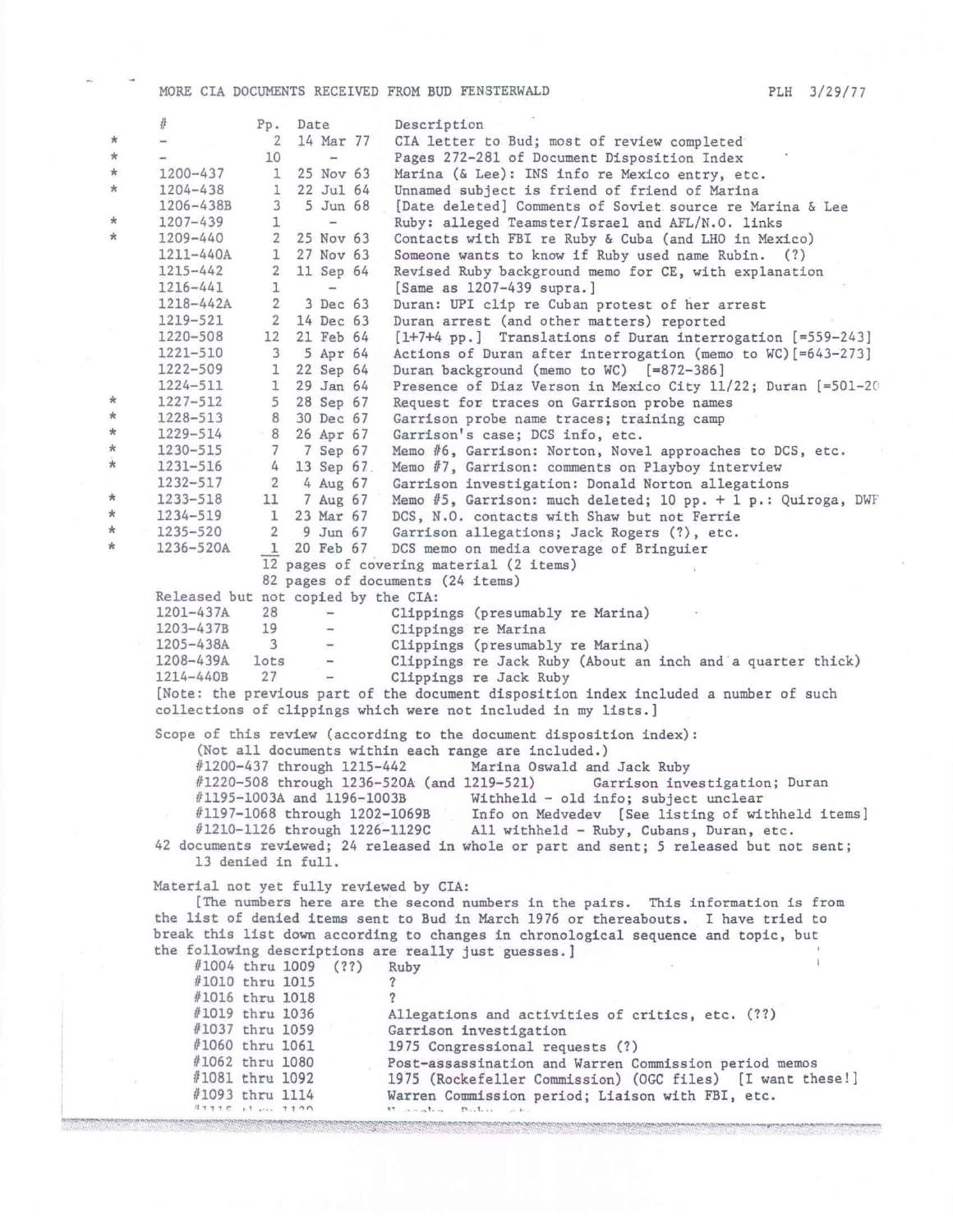MORE CIA DOCUMENTS RECEIVED FROM BUD FENSTERWALD — PLH 3/29/77

| | # | Pp. | Date | Description |
|---|---|---|---|---|
| * | – | 2 | 14 Mar 77 | CIA letter to Bud; most of review completed |
| * | – | 10 | – | Pages 272-281 of Document Disposition Index |
| * | 1200-437 | 1 | 25 Nov 63 | Marina (& Lee): INS info re Mexico entry, etc. |
| * | 1204-438 | 1 | 22 Jul 64 | Unnamed subject is friend of friend of Marina |
| | 1206-438B | 3 | 5 Jun 68 | [Date deleted] Comments of Soviet source re Marina & Lee |
| * | 1207-439 | 1 | – | Ruby: alleged Teamster/Israel and AFL/N.O. links |
| * | 1209-440 | 2 | 25 Nov 63 | Contacts with FBI re Ruby & Cuba (and LHO in Mexico) |
| | 1211-440A | 1 | 27 Nov 63 | Someone wants to know if Ruby used name Rubin. (?) |
| | 1215-442 | 2 | 11 Sep 64 | Revised Ruby background memo for CE, with explanation |
| | 1216-441 | 1 | – | [Same as 1207-439 supra.] |
| | 1218-442A | 2 | 3 Dec 63 | Duran: UPI clip re Cuban protest of her arrest |
| | 1219-521 | 2 | 14 Dec 63 | Duran arrest (and other matters) reported |
| | 1220-508 | 12 | 21 Feb 64 | [1+7+4 pp.] Translations of Duran interrogation [=559-243] |
| | 1221-510 | 3 | 5 Apr 64 | Actions of Duran after interrogation (memo to WC) [=643-273] |
| | 1222-509 | 1 | 22 Sep 64 | Duran background (memo to WC) [=872-386] |
| | 1224-511 | 1 | 29 Jan 64 | Presence of Diaz Verson in Mexico City 11/22; Duran [=501-20 |
| * | 1227-512 | 5 | 28 Sep 67 | Request for traces on Garrison probe names |
| * | 1228-513 | 8 | 30 Dec 67 | Garrison probe name traces; training camp |
| * | 1229-514 | 8 | 26 Apr 67 | Garrison's case; DCS info, etc. |
| * | 1230-515 | 7 | 7 Sep 67 | Memo #6, Garrison: Norton, Novel approaches to DCS, etc. |
| * | 1231-516 | 4 | 13 Sep 67 | Memo #7, Garrison: comments on Playboy interview |
| | 1232-517 | 2 | 4 Aug 67 | Garrison investigation: Donald Norton allegations |
| * | 1233-518 | 11 | 7 Aug 67 | Memo #5, Garrison: much deleted; 10 pp. + 1 p.: Quiroga, DWF |
| * | 1234-519 | 1 | 23 Mar 67 | DCS, N.O. contacts with Shaw but not Ferrie |
| * | 1235-520 | 2 | 9 Jun 67 | Garrison allegations; Jack Rogers (?), etc. |
| * | 1236-520A | 1 | 20 Feb 67 | DCS memo on media coverage of Bringuier |

12 pages of covering material (2 items)
82 pages of documents (24 items)

Released but not copied by the CIA:

| # | Pp. | Date | Description |
|---|---|---|---|
| 1201-437A | 28 | – | Clippings (presumably re Marina) |
| 1203-437B | 19 | – | Clippings re Marina |
| 1205-438A | 3 | – | Clippings (presumably re Marina) |
| 1208-439A | lots | – | Clippings re Jack Ruby (About an inch and a quarter thick) |
| 1214-440B | 27 | – | Clippings re Jack Ruby |

[Note: the previous part of the document disposition index included a number of such collections of clippings which were not included in my lists.]

Scope of this review (according to the document disposition index):
(Not all documents within each range are included.)

- #1200-437 through 1215-442 — Marina Oswald and Jack Ruby
- #1220-508 through 1236-520A (and 1219-521) — Garrison investigation; Duran
- #1195-1003A and 1196-1003B — Withheld - old info; subject unclear
- #1197-1068 through 1202-1069B — Info on Medvedev [See listing of withheld items]
- #1210-1126 through 1226-1129C — All withheld - Ruby, Cubans, Duran, etc.

42 documents reviewed; 24 released in whole or part and sent; 5 released but not sent; 13 denied in full.

Material not yet fully reviewed by CIA:

[The numbers here are the second numbers in the pairs. This information is from the list of denied items sent to Bud in March 1976 or thereabouts. I have tried to break this list down according to changes in chronological sequence and topic, but the following descriptions are really just guesses.]

- #1004 thru 1009 (??) — Ruby
- #1010 thru 1015 — ?
- #1016 thru 1018 — ?
- #1019 thru 1036 — Allegations and activities of critics, etc. (??)
- #1037 thru 1059 — Garrison investigation
- #1060 thru 1061 — 1975 Congressional requests (?)
- #1062 thru 1080 — Post-assassination and Warren Commission period memos
- #1081 thru 1092 — 1975 (Rockefeller Commission) (OGC files) [I want these!]
- #1093 thru 1114 — Warren Commission period; Liaison with FBI, etc.
- #1115 thru 1120 — Ruby, etc.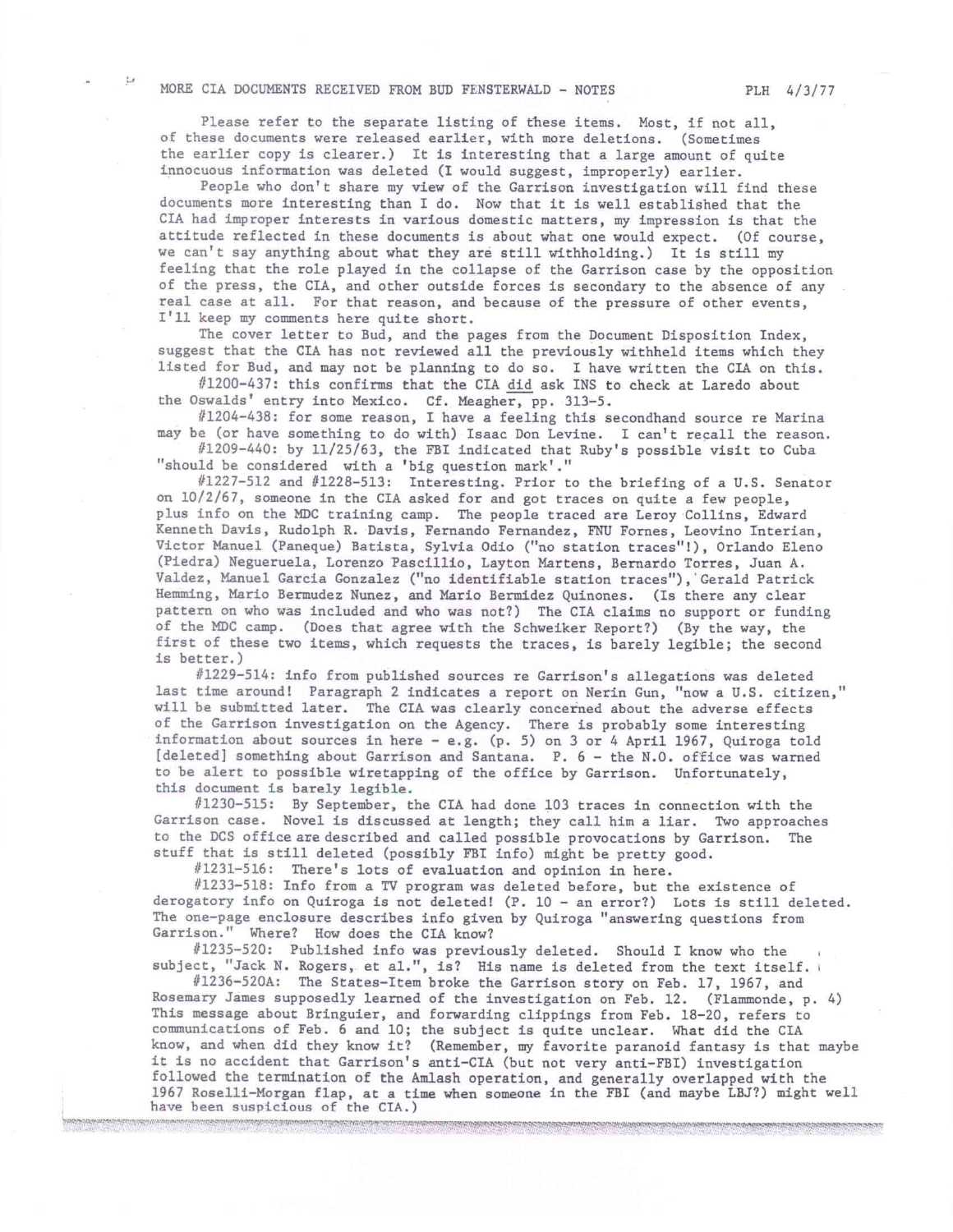MORE CIA DOCUMENTS RECEIVED FROM BUD FENSTERWALD - NOTES PLH 4/3/77

Please refer to the separate listing of these items. Most, if not all, of these documents were released earlier, with more deletions. (Sometimes the earlier copy is clearer.) It is interesting that a large amount of quite innocuous information was deleted (I would suggest, improperly) earlier.

People who don't share my view of the Garrison investigation will find these documents more interesting than I do. Now that it is well established that the CIA had improper interests in various domestic matters, my impression is that the attitude reflected in these documents is about what one would expect. (Of course, we can't say anything about what they are still withholding.) It is still my feeling that the role played in the collapse of the Garrison case by the opposition of the press, the CIA, and other outside forces is secondary to the absence of any real case at all. For that reason, and because of the pressure of other events, I'll keep my comments here quite short.

The cover letter to Bud, and the pages from the Document Disposition Index, suggest that the CIA has not reviewed all the previously withheld items which they listed for Bud, and may not be planning to do so. I have written the CIA on this.

#1200-437: this confirms that the CIA did ask INS to check at Laredo about the Oswalds' entry into Mexico. Cf. Meagher, pp. 313-5.

#1204-438: for some reason, I have a feeling this secondhand source re Marina may be (or have something to do with) Isaac Don Levine. I can't recall the reason.

#1209-440: by 11/25/63, the FBI indicated that Ruby's possible visit to Cuba "should be considered with a 'big question mark'."

#1227-512 and #1228-513: Interesting. Prior to the briefing of a U.S. Senator on 10/2/67, someone in the CIA asked for and got traces on quite a few people, plus info on the MDC training camp. The people traced are Leroy Collins, Edward Kenneth Davis, Rudolph R. Davis, Fernando Fernandez, FNU Fornes, Leovino Interian, Victor Manuel (Paneque) Batista, Sylvia Odio ("no station traces"!), Orlando Eleno (Piedra) Negueruela, Lorenzo Pascillio, Layton Martens, Bernardo Torres, Juan A. Valdez, Manuel Garcia Gonzalez ("no identifiable station traces"), Gerald Patrick Hemming, Mario Bermudez Nunez, and Mario Bermidez Quinones. (Is there any clear pattern on who was included and who was not?) The CIA claims no support or funding of the MDC camp. (Does that agree with the Schweiker Report?) (By the way, the first of these two items, which requests the traces, is barely legible; the second is better.)

#1229-514: info from published sources re Garrison's allegations was deleted last time around! Paragraph 2 indicates a report on Nerin Gun, "now a U.S. citizen," will be submitted later. The CIA was clearly concerned about the adverse effects of the Garrison investigation on the Agency. There is probably some interesting information about sources in here - e.g. (p. 5) on 3 or 4 April 1967, Quiroga told [deleted] something about Garrison and Santana. P. 6 - the N.O. office was warned to be alert to possible wiretapping of the office by Garrison. Unfortunately, this document is barely legible.

#1230-515: By September, the CIA had done 103 traces in connection with the Garrison case. Novel is discussed at length; they call him a liar. Two approaches to the DCS office are described and called possible provocations by Garrison. The stuff that is still deleted (possibly FBI info) might be pretty good.

#1231-516: There's lots of evaluation and opinion in here.

#1233-518: Info from a TV program was deleted before, but the existence of derogatory info on Quiroga is not deleted! (P. 10 - an error?) Lots is still deleted. The one-page enclosure describes info given by Quiroga "answering questions from Garrison." Where? How does the CIA know?

#1235-520: Published info was previously deleted. Should I know who the subject, "Jack N. Rogers, et al.", is? His name is deleted from the text itself.

#1236-520A: The States-Item broke the Garrison story on Feb. 17, 1967, and Rosemary James supposedly learned of the investigation on Feb. 12. (Flammonde, p. 4) This message about Bringuier, and forwarding clippings from Feb. 18-20, refers to communications of Feb. 6 and 10; the subject is quite unclear. What did the CIA know, and when did they know it? (Remember, my favorite paranoid fantasy is that maybe it is no accident that Garrison's anti-CIA (but not very anti-FBI) investigation followed the termination of the Amlash operation, and generally overlapped with the 1967 Roselli-Morgan flap, at a time when someone in the FBI (and maybe LBJ?) might well have been suspicious of the CIA.)